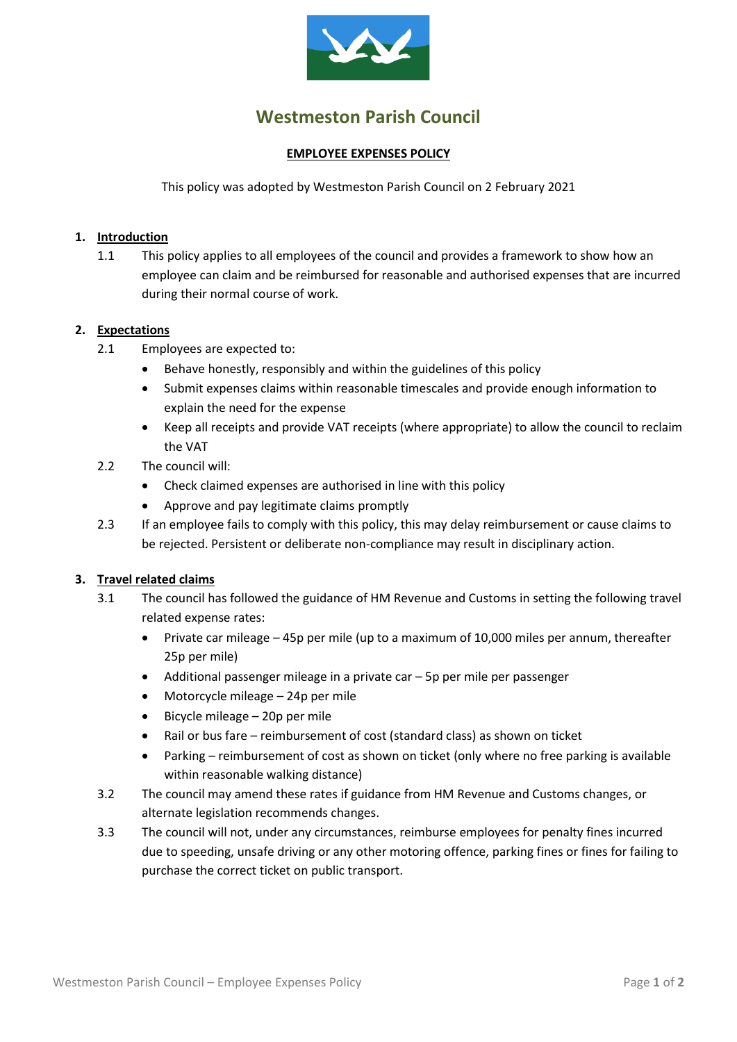# Westmeston Parish Council

## EMPLOYEE EXPENSES POLICY

This policy was adopted by Westmeston Parish Council on 2 February 2021

### 1. Introduction

1.1 This policy applies to all employees of the council and provides a framework to show how an employee can claim and be reimbursed for reasonable and authorised expenses that are incurred during their normal course of work.

### 2. Expectations

2.1 Employees are expected to:

- Behave honestly, responsibly and within the guidelines of this policy
- Submit expenses claims within reasonable timescales and provide enough information to explain the need for the expense
- Keep all receipts and provide VAT receipts (where appropriate) to allow the council to reclaim the VAT

2.2 The council will:

- Check claimed expenses are authorised in line with this policy
- Approve and pay legitimate claims promptly

2.3 If an employee fails to comply with this policy, this may delay reimbursement or cause claims to be rejected. Persistent or deliberate non-compliance may result in disciplinary action.

### 3. Travel related claims

3.1 The council has followed the guidance of HM Revenue and Customs in setting the following travel related expense rates:

- Private car mileage – 45p per mile (up to a maximum of 10,000 miles per annum, thereafter 25p per mile)
- Additional passenger mileage in a private car – 5p per mile per passenger
- Motorcycle mileage – 24p per mile
- Bicycle mileage – 20p per mile
- Rail or bus fare – reimbursement of cost (standard class) as shown on ticket
- Parking – reimbursement of cost as shown on ticket (only where no free parking is available within reasonable walking distance)

3.2 The council may amend these rates if guidance from HM Revenue and Customs changes, or alternate legislation recommends changes.

3.3 The council will not, under any circumstances, reimburse employees for penalty fines incurred due to speeding, unsafe driving or any other motoring offence, parking fines or fines for failing to purchase the correct ticket on public transport.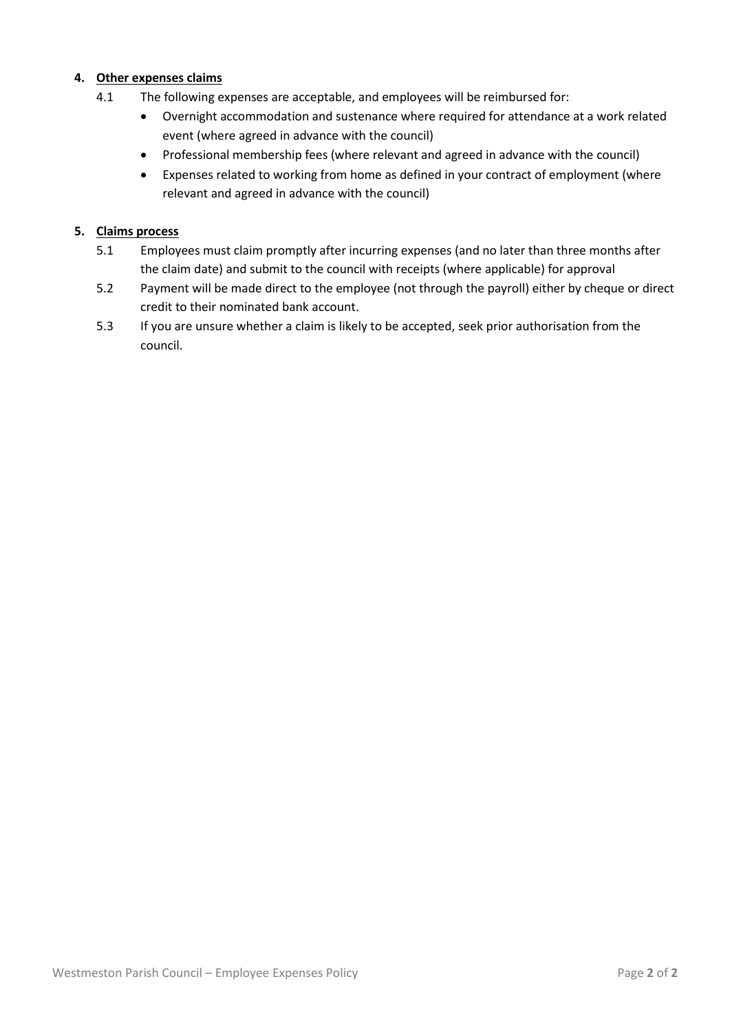## 4. Other expenses claims

4.1 The following expenses are acceptable, and employees will be reimbursed for:

- Overnight accommodation and sustenance where required for attendance at a work related event (where agreed in advance with the council)
- Professional membership fees (where relevant and agreed in advance with the council)
- Expenses related to working from home as defined in your contract of employment (where relevant and agreed in advance with the council)

## 5. Claims process

5.1 Employees must claim promptly after incurring expenses (and no later than three months after the claim date) and submit to the council with receipts (where applicable) for approval

5.2 Payment will be made direct to the employee (not through the payroll) either by cheque or direct credit to their nominated bank account.

5.3 If you are unsure whether a claim is likely to be accepted, seek prior authorisation from the council.